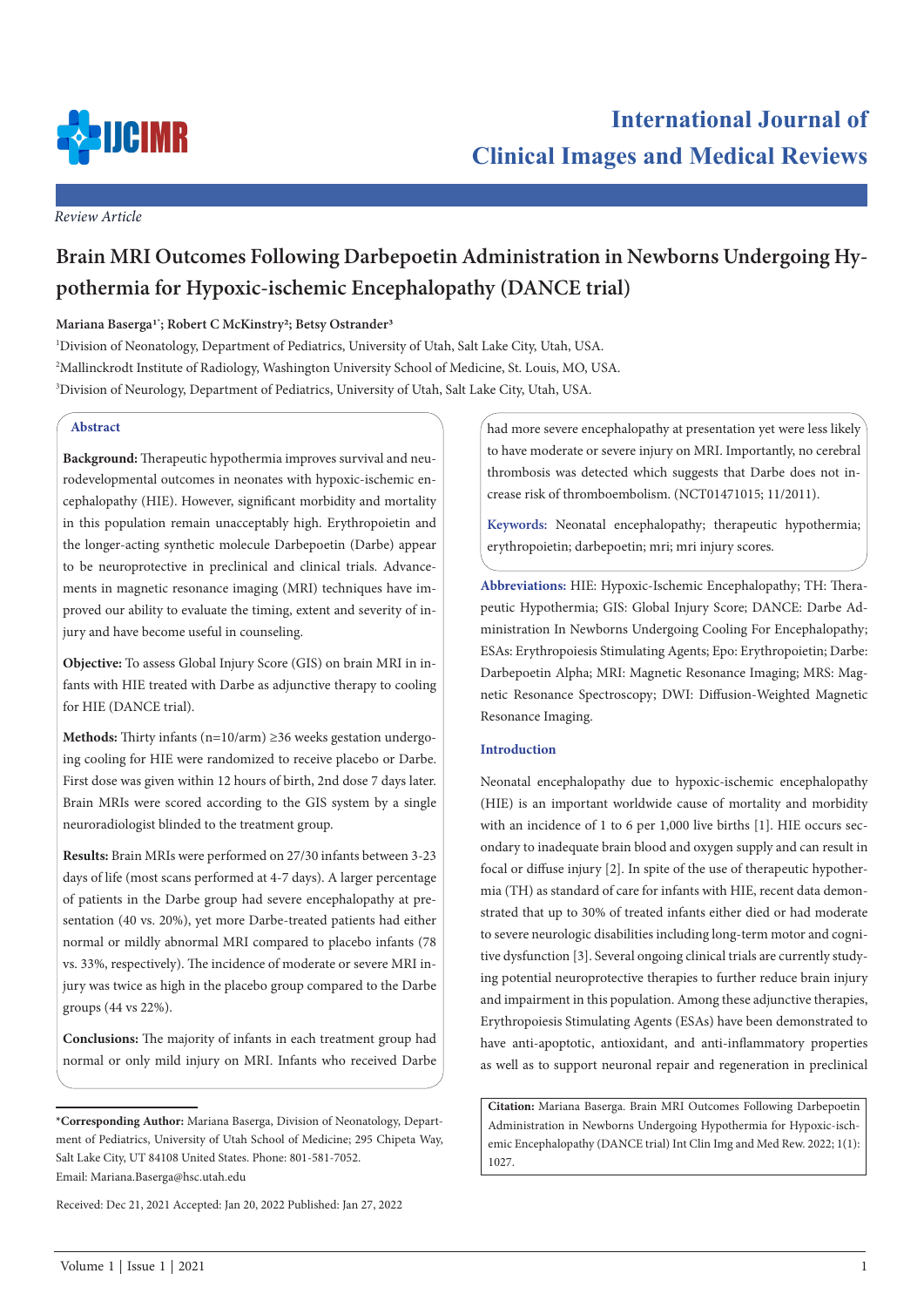*Review Article*

# Brain MRI Outcomes Following Darbepoetin Administration in Newborns Undergoing Hypothermia for Hypoxic-ischemic Encephalopathy (DANCE trial)

**Mariana Baserga[1*]; Robert C McKinstry[2]; Betsy Ostrander[3]**

[1]Division of Neonatology, Department of Pediatrics, University of Utah, Salt Lake City, Utah, USA.
[2]Mallinckrodt Institute of Radiology, Washington University School of Medicine, St. Louis, MO, USA.
[3]Division of Neurology, Department of Pediatrics, University of Utah, Salt Lake City, Utah, USA.

## Abstract

**Background:** Therapeutic hypothermia improves survival and neurodevelopmental outcomes in neonates with hypoxic-ischemic encephalopathy (HIE). However, significant morbidity and mortality in this population remain unacceptably high. Erythropoietin and the longer-acting synthetic molecule Darbepoetin (Darbe) appear to be neuroprotective in preclinical and clinical trials. Advancements in magnetic resonance imaging (MRI) techniques have improved our ability to evaluate the timing, extent and severity of injury and have become useful in counseling.

**Objective:** To assess Global Injury Score (GIS) on brain MRI in infants with HIE treated with Darbe as adjunctive therapy to cooling for HIE (DANCE trial).

**Methods:** Thirty infants (n=10/arm) ≥36 weeks gestation undergoing cooling for HIE were randomized to receive placebo or Darbe. First dose was given within 12 hours of birth, 2nd dose 7 days later. Brain MRIs were scored according to the GIS system by a single neuroradiologist blinded to the treatment group.

**Results:** Brain MRIs were performed on 27/30 infants between 3-23 days of life (most scans performed at 4-7 days). A larger percentage of patients in the Darbe group had severe encephalopathy at presentation (40 vs. 20%), yet more Darbe-treated patients had either normal or mildly abnormal MRI compared to placebo infants (78 vs. 33%, respectively). The incidence of moderate or severe MRI injury was twice as high in the placebo group compared to the Darbe groups (44 vs 22%).

**Conclusions:** The majority of infants in each treatment group had normal or only mild injury on MRI. Infants who received Darbe had more severe encephalopathy at presentation yet were less likely to have moderate or severe injury on MRI. Importantly, no cerebral thrombosis was detected which suggests that Darbe does not increase risk of thromboembolism. (NCT01471015; 11/2011).

**Keywords:** Neonatal encephalopathy; therapeutic hypothermia; erythropoietin; darbepoetin; mri; mri injury scores.

**Abbreviations:** HIE: Hypoxic-Ischemic Encephalopathy; TH: Therapeutic Hypothermia; GIS: Global Injury Score; DANCE: Darbe Administration In Newborns Undergoing Cooling For Encephalopathy; ESAs: Erythropoiesis Stimulating Agents; Epo: Erythropoietin; Darbe: Darbepoetin Alpha; MRI: Magnetic Resonance Imaging; MRS: Magnetic Resonance Spectroscopy; DWI: Diffusion-Weighted Magnetic Resonance Imaging.

## Introduction

Neonatal encephalopathy due to hypoxic-ischemic encephalopathy (HIE) is an important worldwide cause of mortality and morbidity with an incidence of 1 to 6 per 1,000 live births [1]. HIE occurs secondary to inadequate brain blood and oxygen supply and can result in focal or diffuse injury [2]. In spite of the use of therapeutic hypothermia (TH) as standard of care for infants with HIE, recent data demonstrated that up to 30% of treated infants either died or had moderate to severe neurologic disabilities including long-term motor and cognitive dysfunction [3]. Several ongoing clinical trials are currently studying potential neuroprotective therapies to further reduce brain injury and impairment in this population. Among these adjunctive therapies, Erythropoiesis Stimulating Agents (ESAs) have been demonstrated to have anti-apoptotic, antioxidant, and anti-inflammatory properties as well as to support neuronal repair and regeneration in preclinical

**\*Corresponding Author:** Mariana Baserga, Division of Neonatology, Department of Pediatrics, University of Utah School of Medicine; 295 Chipeta Way, Salt Lake City, UT 84108 United States. Phone: 801-581-7052.
Email: Mariana.Baserga@hsc.utah.edu

Received: Dec 21, 2021 Accepted: Jan 20, 2022 Published: Jan 27, 2022

**Citation:** Mariana Baserga. Brain MRI Outcomes Following Darbepoetin Administration in Newborns Undergoing Hypothermia for Hypoxic-ischemic Encephalopathy (DANCE trial) Int Clin Img and Med Rew. 2022; 1(1): 1027.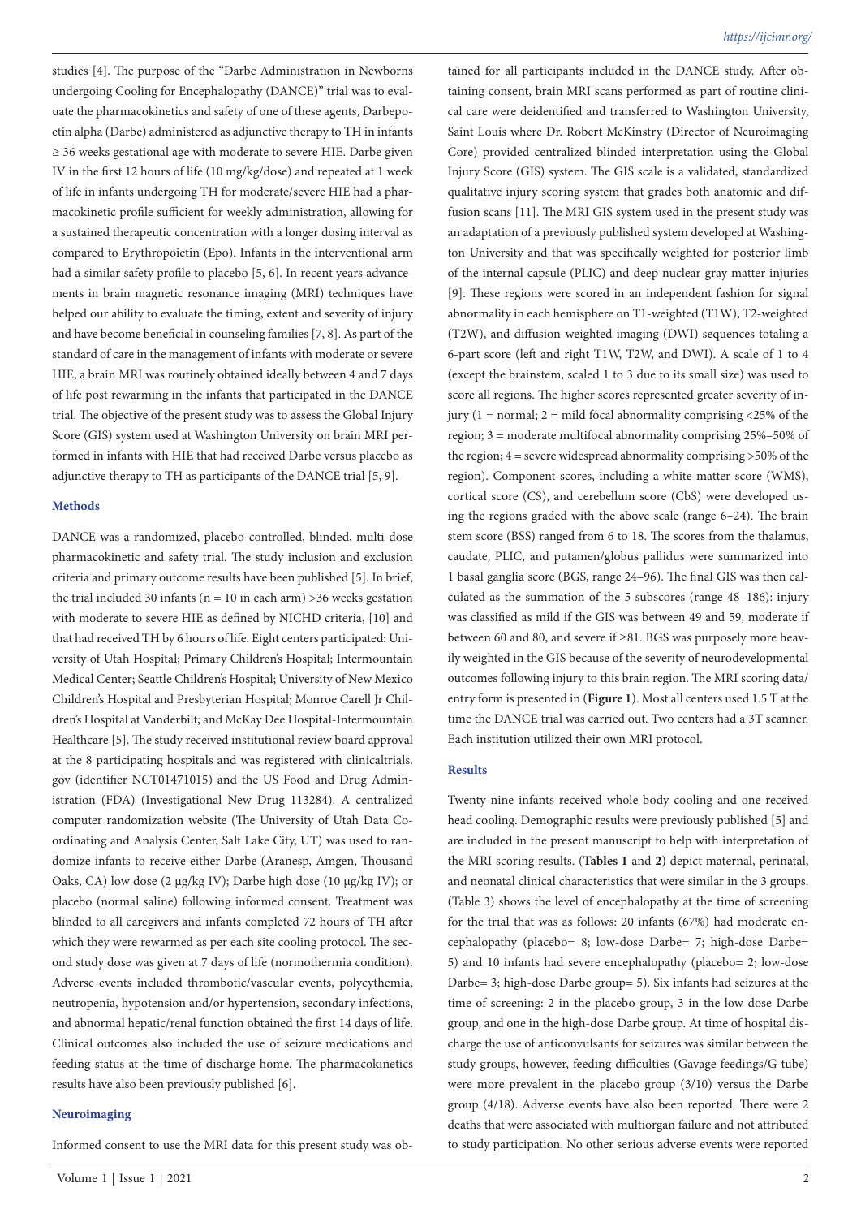studies [4]. The purpose of the "Darbe Administration in Newborns undergoing Cooling for Encephalopathy (DANCE)" trial was to evaluate the pharmacokinetics and safety of one of these agents, Darbepoetin alpha (Darbe) administered as adjunctive therapy to TH in infants ≥ 36 weeks gestational age with moderate to severe HIE. Darbe given IV in the first 12 hours of life (10 mg/kg/dose) and repeated at 1 week of life in infants undergoing TH for moderate/severe HIE had a pharmacokinetic profile sufficient for weekly administration, allowing for a sustained therapeutic concentration with a longer dosing interval as compared to Erythropoietin (Epo). Infants in the interventional arm had a similar safety profile to placebo [5, 6]. In recent years advancements in brain magnetic resonance imaging (MRI) techniques have helped our ability to evaluate the timing, extent and severity of injury and have become beneficial in counseling families [7, 8]. As part of the standard of care in the management of infants with moderate or severe HIE, a brain MRI was routinely obtained ideally between 4 and 7 days of life post rewarming in the infants that participated in the DANCE trial. The objective of the present study was to assess the Global Injury Score (GIS) system used at Washington University on brain MRI performed in infants with HIE that had received Darbe versus placebo as adjunctive therapy to TH as participants of the DANCE trial [5, 9].

## Methods

DANCE was a randomized, placebo-controlled, blinded, multi-dose pharmacokinetic and safety trial. The study inclusion and exclusion criteria and primary outcome results have been published [5]. In brief, the trial included 30 infants (n = 10 in each arm) >36 weeks gestation with moderate to severe HIE as defined by NICHD criteria, [10] and that had received TH by 6 hours of life. Eight centers participated: University of Utah Hospital; Primary Children's Hospital; Intermountain Medical Center; Seattle Children's Hospital; University of New Mexico Children's Hospital and Presbyterian Hospital; Monroe Carell Jr Children's Hospital at Vanderbilt; and McKay Dee Hospital-Intermountain Healthcare [5]. The study received institutional review board approval at the 8 participating hospitals and was registered with clinicaltrials.gov (identifier NCT01471015) and the US Food and Drug Administration (FDA) (Investigational New Drug 113284). A centralized computer randomization website (The University of Utah Data Coordinating and Analysis Center, Salt Lake City, UT) was used to randomize infants to receive either Darbe (Aranesp, Amgen, Thousand Oaks, CA) low dose (2 µg/kg IV); Darbe high dose (10 µg/kg IV); or placebo (normal saline) following informed consent. Treatment was blinded to all caregivers and infants completed 72 hours of TH after which they were rewarmed as per each site cooling protocol. The second study dose was given at 7 days of life (normothermia condition). Adverse events included thrombotic/vascular events, polycythemia, neutropenia, hypotension and/or hypertension, secondary infections, and abnormal hepatic/renal function obtained the first 14 days of life. Clinical outcomes also included the use of seizure medications and feeding status at the time of discharge home. The pharmacokinetics results have also been previously published [6].

### Neuroimaging

Informed consent to use the MRI data for this present study was obtained for all participants included in the DANCE study. After obtaining consent, brain MRI scans performed as part of routine clinical care were deidentified and transferred to Washington University, Saint Louis where Dr. Robert McKinstry (Director of Neuroimaging Core) provided centralized blinded interpretation using the Global Injury Score (GIS) system. The GIS scale is a validated, standardized qualitative injury scoring system that grades both anatomic and diffusion scans [11]. The MRI GIS system used in the present study was an adaptation of a previously published system developed at Washington University and that was specifically weighted for posterior limb of the internal capsule (PLIC) and deep nuclear gray matter injuries [9]. These regions were scored in an independent fashion for signal abnormality in each hemisphere on T1-weighted (T1W), T2-weighted (T2W), and diffusion-weighted imaging (DWI) sequences totaling a 6-part score (left and right T1W, T2W, and DWI). A scale of 1 to 4 (except the brainstem, scaled 1 to 3 due to its small size) was used to score all regions. The higher scores represented greater severity of injury (1 = normal; 2 = mild focal abnormality comprising <25% of the region; 3 = moderate multifocal abnormality comprising 25%–50% of the region; 4 = severe widespread abnormality comprising >50% of the region). Component scores, including a white matter score (WMS), cortical score (CS), and cerebellum score (CbS) were developed using the regions graded with the above scale (range 6–24). The brain stem score (BSS) ranged from 6 to 18. The scores from the thalamus, caudate, PLIC, and putamen/globus pallidus were summarized into 1 basal ganglia score (BGS, range 24–96). The final GIS was then calculated as the summation of the 5 subscores (range 48–186): injury was classified as mild if the GIS was between 49 and 59, moderate if between 60 and 80, and severe if ≥81. BGS was purposely more heavily weighted in the GIS because of the severity of neurodevelopmental outcomes following injury to this brain region. The MRI scoring data/entry form is presented in (**Figure 1**). Most all centers used 1.5 T at the time the DANCE trial was carried out. Two centers had a 3T scanner. Each institution utilized their own MRI protocol.

## Results

Twenty-nine infants received whole body cooling and one received head cooling. Demographic results were previously published [5] and are included in the present manuscript to help with interpretation of the MRI scoring results. (**Tables 1** and **2**) depict maternal, perinatal, and neonatal clinical characteristics that were similar in the 3 groups. (Table 3) shows the level of encephalopathy at the time of screening for the trial that was as follows: 20 infants (67%) had moderate encephalopathy (placebo= 8; low-dose Darbe= 7; high-dose Darbe= 5) and 10 infants had severe encephalopathy (placebo= 2; low-dose Darbe= 3; high-dose Darbe group= 5). Six infants had seizures at the time of screening: 2 in the placebo group, 3 in the low-dose Darbe group, and one in the high-dose Darbe group. At time of hospital discharge the use of anticonvulsants for seizures was similar between the study groups, however, feeding difficulties (Gavage feedings/G tube) were more prevalent in the placebo group (3/10) versus the Darbe group (4/18). Adverse events have also been reported. There were 2 deaths that were associated with multiorgan failure and not attributed to study participation. No other serious adverse events were reported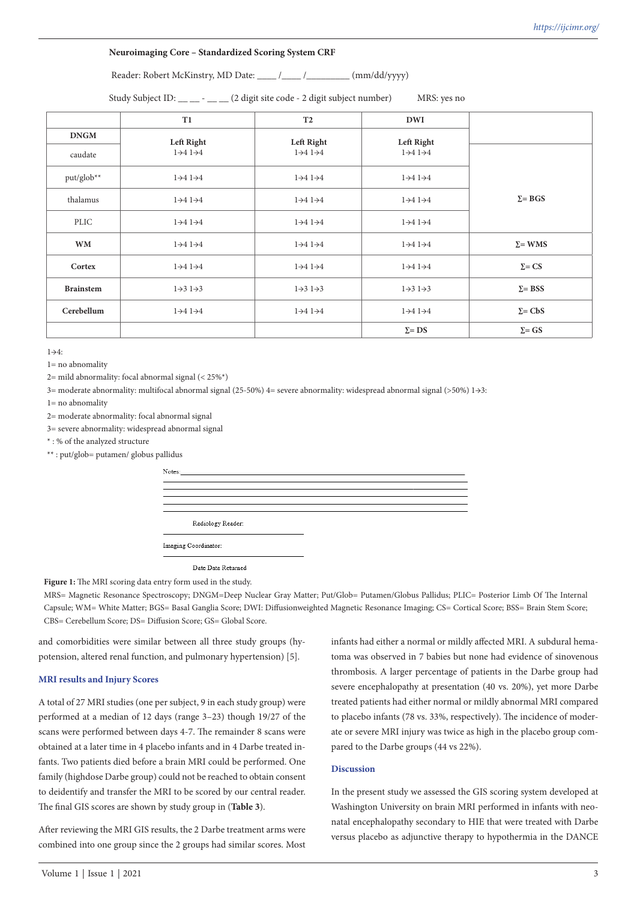**Neuroimaging Core – Standardized Scoring System CRF**

Reader: Robert McKinstry, MD Date: ____ /____ /_________ (mm/dd/yyyy)

Study Subject ID: __ __ - __ __ (2 digit site code - 2 digit subject number) MRS: yes no

| | T1 | T2 | DWI | |
|---|---|---|---|---|
| **DNGM** | **Left Right** | **Left Right** | **Left Right** | |
| caudate | 1→4 1→4 | 1→4 1→4 | 1→4 1→4 | |
| put/glob** | 1→4 1→4 | 1→4 1→4 | 1→4 1→4 | |
| thalamus | 1→4 1→4 | 1→4 1→4 | 1→4 1→4 | **Σ= BGS** |
| PLIC | 1→4 1→4 | 1→4 1→4 | 1→4 1→4 | |
| **WM** | 1→4 1→4 | 1→4 1→4 | 1→4 1→4 | **Σ= WMS** |
| **Cortex** | 1→4 1→4 | 1→4 1→4 | 1→4 1→4 | **Σ= CS** |
| **Brainstem** | 1→3 1→3 | 1→3 1→3 | 1→3 1→3 | **Σ= BSS** |
| **Cerebellum** | 1→4 1→4 | 1→4 1→4 | 1→4 1→4 | **Σ= CbS** |
| | | | **Σ= DS** | **Σ= GS** |

1→4:

1= no abnomality

2= mild abnormality: focal abnormal signal (< 25%*)

3= moderate abnormality: multifocal abnormal signal (25-50%) 4= severe abnormality: widespread abnormal signal (>50%) 1→3:

1= no abnomality

2= moderate abnormality: focal abnormal signal

3= severe abnormality: widespread abnormal signal

* : % of the analyzed structure

** : put/glob= putamen/ globus pallidus

Notes:

Radiology Reader:

Imaging Coordinator:

Date Data Returned

**Figure 1:** The MRI scoring data entry form used in the study.

MRS= Magnetic Resonance Spectroscopy; DNGM=Deep Nuclear Gray Matter; Put/Glob= Putamen/Globus Pallidus; PLIC= Posterior Limb Of The Internal Capsule; WM= White Matter; BGS= Basal Ganglia Score; DWI: Diffusionweighted Magnetic Resonance Imaging; CS= Cortical Score; BSS= Brain Stem Score; CBS= Cerebellum Score; DS= Diffusion Score; GS= Global Score.

and comorbidities were similar between all three study groups (hypotension, altered renal function, and pulmonary hypertension) [5].

### MRI results and Injury Scores

A total of 27 MRI studies (one per subject, 9 in each study group) were performed at a median of 12 days (range 3–23) though 19/27 of the scans were performed between days 4-7. The remainder 8 scans were obtained at a later time in 4 placebo infants and in 4 Darbe treated infants. Two patients died before a brain MRI could be performed. One family (highdose Darbe group) could not be reached to obtain consent to deidentify and transfer the MRI to be scored by our central reader. The final GIS scores are shown by study group in (**Table 3**).

After reviewing the MRI GIS results, the 2 Darbe treatment arms were combined into one group since the 2 groups had similar scores. Most infants had either a normal or mildly affected MRI. A subdural hematoma was observed in 7 babies but none had evidence of sinovenous thrombosis. A larger percentage of patients in the Darbe group had severe encephalopathy at presentation (40 vs. 20%), yet more Darbe treated patients had either normal or mildly abnormal MRI compared to placebo infants (78 vs. 33%, respectively). The incidence of moderate or severe MRI injury was twice as high in the placebo group compared to the Darbe groups (44 vs 22%).

### Discussion

In the present study we assessed the GIS scoring system developed at Washington University on brain MRI performed in infants with neonatal encephalopathy secondary to HIE that were treated with Darbe versus placebo as adjunctive therapy to hypothermia in the DANCE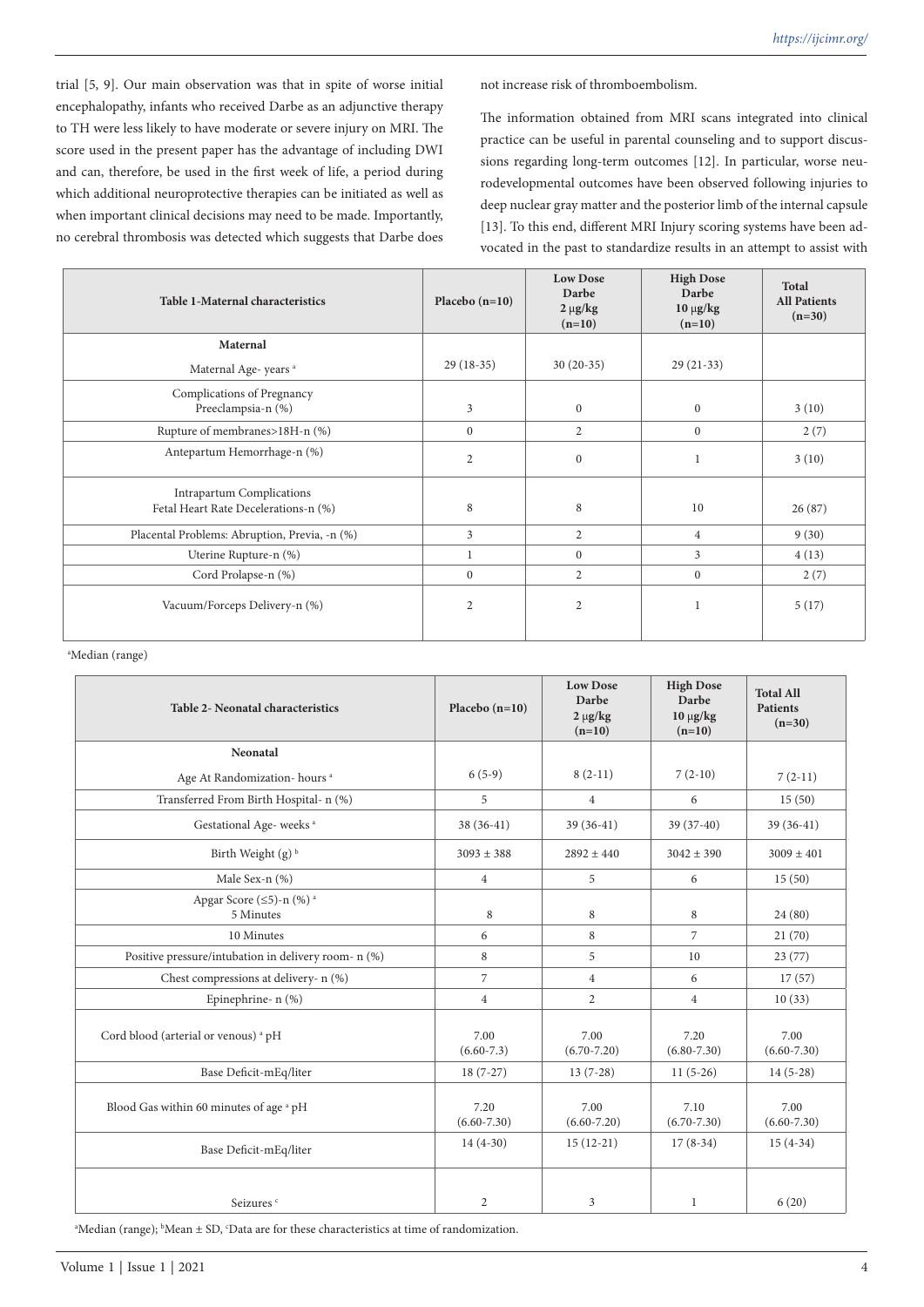trial [5, 9]. Our main observation was that in spite of worse initial encephalopathy, infants who received Darbe as an adjunctive therapy to TH were less likely to have moderate or severe injury on MRI. The score used in the present paper has the advantage of including DWI and can, therefore, be used in the first week of life, a period during which additional neuroprotective therapies can be initiated as well as when important clinical decisions may need to be made. Importantly, no cerebral thrombosis was detected which suggests that Darbe does not increase risk of thromboembolism.

The information obtained from MRI scans integrated into clinical practice can be useful in parental counseling and to support discussions regarding long-term outcomes [12]. In particular, worse neurodevelopmental outcomes have been observed following injuries to deep nuclear gray matter and the posterior limb of the internal capsule [13]. To this end, different MRI Injury scoring systems have been advocated in the past to standardize results in an attempt to assist with

| Table 1-Maternal characteristics | Placebo (n=10) | Low Dose Darbe 2 μg/kg (n=10) | High Dose Darbe 10 μg/kg (n=10) | Total All Patients (n=30) |
|---|---|---|---|---|
| **Maternal** | | | | |
| Maternal Age- years [a] | 29 (18-35) | 30 (20-35) | 29 (21-33) | |
| Complications of Pregnancy Preeclampsia-n (%) | 3 | 0 | 0 | 3 (10) |
| Rupture of membranes>18H-n (%) | 0 | 2 | 0 | 2 (7) |
| Antepartum Hemorrhage-n (%) | 2 | 0 | 1 | 3 (10) |
| Intrapartum Complications Fetal Heart Rate Decelerations-n (%) | 8 | 8 | 10 | 26 (87) |
| Placental Problems: Abruption, Previa, -n (%) | 3 | 2 | 4 | 9 (30) |
| Uterine Rupture-n (%) | 1 | 0 | 3 | 4 (13) |
| Cord Prolapse-n (%) | 0 | 2 | 0 | 2 (7) |
| Vacuum/Forceps Delivery-n (%) | 2 | 2 | 1 | 5 (17) |

[a]Median (range)

| Table 2- Neonatal characteristics | Placebo (n=10) | Low Dose Darbe 2 μg/kg (n=10) | High Dose Darbe 10 μg/kg (n=10) | Total All Patients (n=30) |
|---|---|---|---|---|
| **Neonatal** | | | | |
| Age At Randomization- hours [a] | 6 (5-9) | 8 (2-11) | 7 (2-10) | 7 (2-11) |
| Transferred From Birth Hospital- n (%) | 5 | 4 | 6 | 15 (50) |
| Gestational Age- weeks [a] | 38 (36-41) | 39 (36-41) | 39 (37-40) | 39 (36-41) |
| Birth Weight (g) [b] | 3093 ± 388 | 2892 ± 440 | 3042 ± 390 | 3009 ± 401 |
| Male Sex-n (%) | 4 | 5 | 6 | 15 (50) |
| Apgar Score (≤5)-n (%) [a] 5 Minutes | 8 | 8 | 8 | 24 (80) |
| 10 Minutes | 6 | 8 | 7 | 21 (70) |
| Positive pressure/intubation in delivery room- n (%) | 8 | 5 | 10 | 23 (77) |
| Chest compressions at delivery- n (%) | 7 | 4 | 6 | 17 (57) |
| Epinephrine- n (%) | 4 | 2 | 4 | 10 (33) |
| Cord blood (arterial or venous) [a] pH | 7.00 (6.60-7.3) | 7.00 (6.70-7.20) | 7.20 (6.80-7.30) | 7.00 (6.60-7.30) |
| Base Deficit-mEq/liter | 18 (7-27) | 13 (7-28) | 11 (5-26) | 14 (5-28) |
| Blood Gas within 60 minutes of age [a] pH | 7.20 (6.60-7.30) | 7.00 (6.60-7.20) | 7.10 (6.70-7.30) | 7.00 (6.60-7.30) |
| Base Deficit-mEq/liter | 14 (4-30) | 15 (12-21) | 17 (8-34) | 15 (4-34) |
| Seizures [c] | 2 | 3 | 1 | 6 (20) |

[a]Median (range); [b]Mean ± SD, [c]Data are for these characteristics at time of randomization.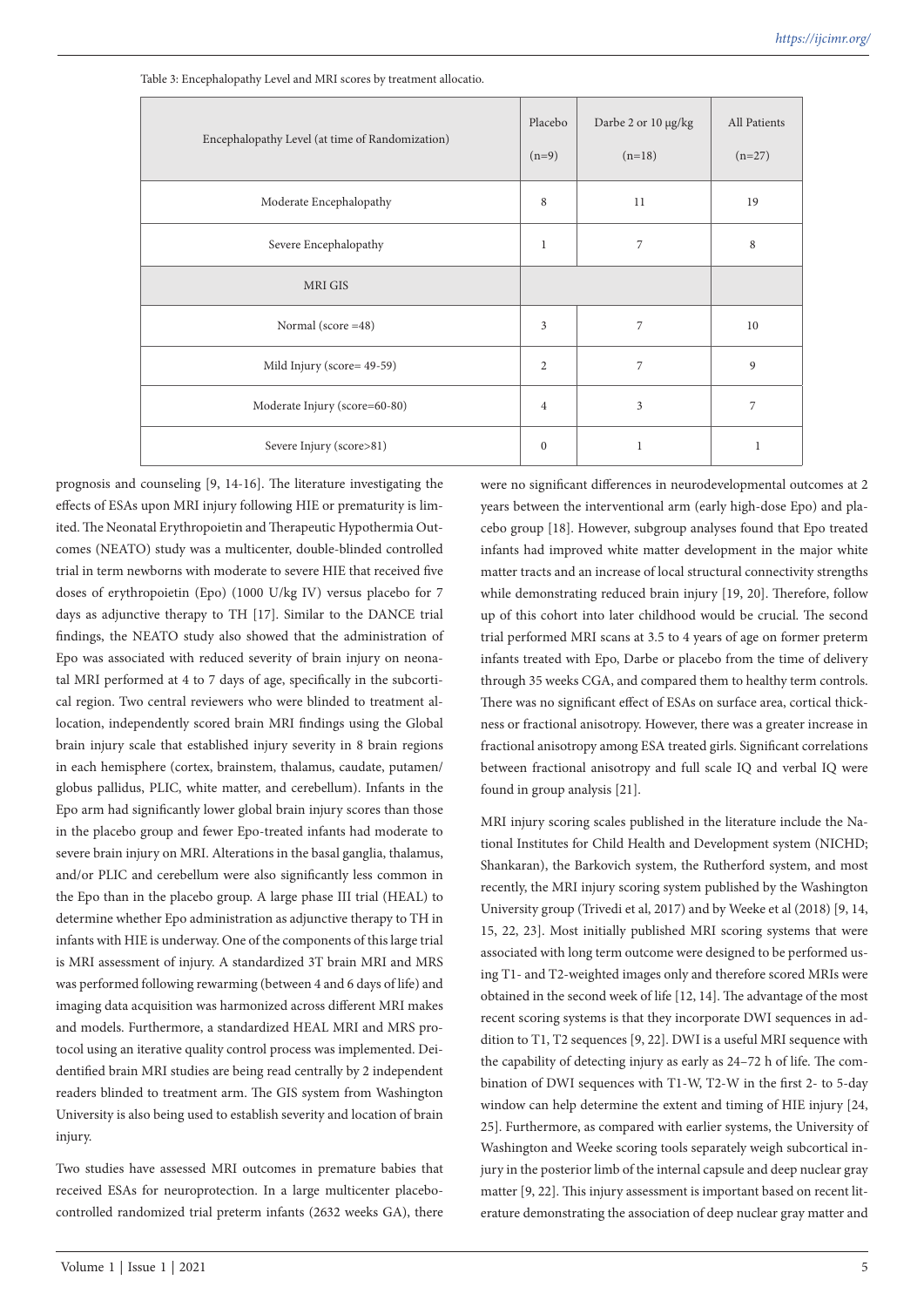Table 3: Encephalopathy Level and MRI scores by treatment allocatio.

| Encephalopathy Level (at time of Randomization) | Placebo (n=9) | Darbe 2 or 10 μg/kg (n=18) | All Patients (n=27) |
|---|---|---|---|
| Moderate Encephalopathy | 8 | 11 | 19 |
| Severe Encephalopathy | 1 | 7 | 8 |
| MRI GIS | | | |
| Normal (score =48) | 3 | 7 | 10 |
| Mild Injury (score= 49-59) | 2 | 7 | 9 |
| Moderate Injury (score=60-80) | 4 | 3 | 7 |
| Severe Injury (score>81) | 0 | 1 | 1 |

prognosis and counseling [9, 14-16]. The literature investigating the effects of ESAs upon MRI injury following HIE or prematurity is limited. The Neonatal Erythropoietin and Therapeutic Hypothermia Outcomes (NEATO) study was a multicenter, double-blinded controlled trial in term newborns with moderate to severe HIE that received five doses of erythropoietin (Epo) (1000 U/kg IV) versus placebo for 7 days as adjunctive therapy to TH [17]. Similar to the DANCE trial findings, the NEATO study also showed that the administration of Epo was associated with reduced severity of brain injury on neonatal MRI performed at 4 to 7 days of age, specifically in the subcortical region. Two central reviewers who were blinded to treatment allocation, independently scored brain MRI findings using the Global brain injury scale that established injury severity in 8 brain regions in each hemisphere (cortex, brainstem, thalamus, caudate, putamen/globus pallidus, PLIC, white matter, and cerebellum). Infants in the Epo arm had significantly lower global brain injury scores than those in the placebo group and fewer Epo-treated infants had moderate to severe brain injury on MRI. Alterations in the basal ganglia, thalamus, and/or PLIC and cerebellum were also significantly less common in the Epo than in the placebo group. A large phase III trial (HEAL) to determine whether Epo administration as adjunctive therapy to TH in infants with HIE is underway. One of the components of this large trial is MRI assessment of injury. A standardized 3T brain MRI and MRS was performed following rewarming (between 4 and 6 days of life) and imaging data acquisition was harmonized across different MRI makes and models. Furthermore, a standardized HEAL MRI and MRS protocol using an iterative quality control process was implemented. Deidentified brain MRI studies are being read centrally by 2 independent readers blinded to treatment arm. The GIS system from Washington University is also being used to establish severity and location of brain injury.

Two studies have assessed MRI outcomes in premature babies that received ESAs for neuroprotection. In a large multicenter placebo-controlled randomized trial preterm infants (2632 weeks GA), there were no significant differences in neurodevelopmental outcomes at 2 years between the interventional arm (early high-dose Epo) and placebo group [18]. However, subgroup analyses found that Epo treated infants had improved white matter development in the major white matter tracts and an increase of local structural connectivity strengths while demonstrating reduced brain injury [19, 20]. Therefore, follow up of this cohort into later childhood would be crucial. The second trial performed MRI scans at 3.5 to 4 years of age on former preterm infants treated with Epo, Darbe or placebo from the time of delivery through 35 weeks CGA, and compared them to healthy term controls. There was no significant effect of ESAs on surface area, cortical thickness or fractional anisotropy. However, there was a greater increase in fractional anisotropy among ESA treated girls. Significant correlations between fractional anisotropy and full scale IQ and verbal IQ were found in group analysis [21].

MRI injury scoring scales published in the literature include the National Institutes for Child Health and Development system (NICHD; Shankaran), the Barkovich system, the Rutherford system, and most recently, the MRI injury scoring system published by the Washington University group (Trivedi et al, 2017) and by Weeke et al (2018) [9, 14, 15, 22, 23]. Most initially published MRI scoring systems that were associated with long term outcome were designed to be performed using T1- and T2-weighted images only and therefore scored MRIs were obtained in the second week of life [12, 14]. The advantage of the most recent scoring systems is that they incorporate DWI sequences in addition to T1, T2 sequences [9, 22]. DWI is a useful MRI sequence with the capability of detecting injury as early as 24–72 h of life. The combination of DWI sequences with T1-W, T2-W in the first 2- to 5-day window can help determine the extent and timing of HIE injury [24, 25]. Furthermore, as compared with earlier systems, the University of Washington and Weeke scoring tools separately weigh subcortical injury in the posterior limb of the internal capsule and deep nuclear gray matter [9, 22]. This injury assessment is important based on recent literature demonstrating the association of deep nuclear gray matter and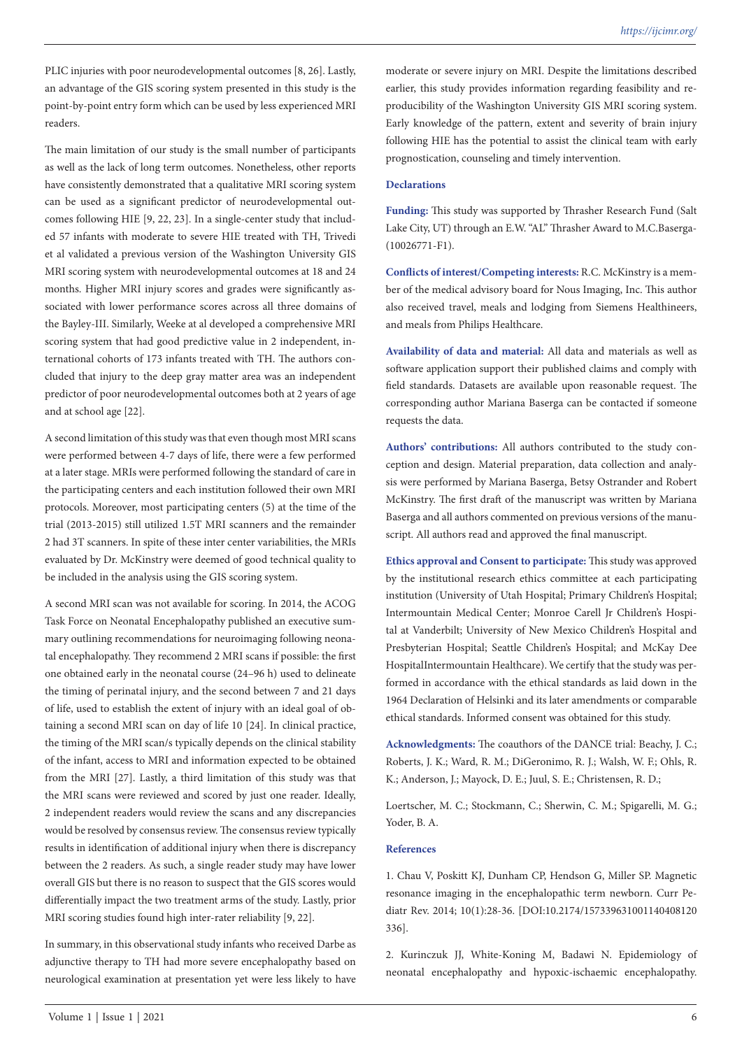PLIC injuries with poor neurodevelopmental outcomes [8, 26]. Lastly, an advantage of the GIS scoring system presented in this study is the point-by-point entry form which can be used by less experienced MRI readers.

The main limitation of our study is the small number of participants as well as the lack of long term outcomes. Nonetheless, other reports have consistently demonstrated that a qualitative MRI scoring system can be used as a significant predictor of neurodevelopmental outcomes following HIE [9, 22, 23]. In a single-center study that included 57 infants with moderate to severe HIE treated with TH, Trivedi et al validated a previous version of the Washington University GIS MRI scoring system with neurodevelopmental outcomes at 18 and 24 months. Higher MRI injury scores and grades were significantly associated with lower performance scores across all three domains of the Bayley-III. Similarly, Weeke at al developed a comprehensive MRI scoring system that had good predictive value in 2 independent, international cohorts of 173 infants treated with TH. The authors concluded that injury to the deep gray matter area was an independent predictor of poor neurodevelopmental outcomes both at 2 years of age and at school age [22].

A second limitation of this study was that even though most MRI scans were performed between 4-7 days of life, there were a few performed at a later stage. MRIs were performed following the standard of care in the participating centers and each institution followed their own MRI protocols. Moreover, most participating centers (5) at the time of the trial (2013-2015) still utilized 1.5T MRI scanners and the remainder 2 had 3T scanners. In spite of these inter center variabilities, the MRIs evaluated by Dr. McKinstry were deemed of good technical quality to be included in the analysis using the GIS scoring system.

A second MRI scan was not available for scoring. In 2014, the ACOG Task Force on Neonatal Encephalopathy published an executive summary outlining recommendations for neuroimaging following neonatal encephalopathy. They recommend 2 MRI scans if possible: the first one obtained early in the neonatal course (24–96 h) used to delineate the timing of perinatal injury, and the second between 7 and 21 days of life, used to establish the extent of injury with an ideal goal of obtaining a second MRI scan on day of life 10 [24]. In clinical practice, the timing of the MRI scan/s typically depends on the clinical stability of the infant, access to MRI and information expected to be obtained from the MRI [27]. Lastly, a third limitation of this study was that the MRI scans were reviewed and scored by just one reader. Ideally, 2 independent readers would review the scans and any discrepancies would be resolved by consensus review. The consensus review typically results in identification of additional injury when there is discrepancy between the 2 readers. As such, a single reader study may have lower overall GIS but there is no reason to suspect that the GIS scores would differentially impact the two treatment arms of the study. Lastly, prior MRI scoring studies found high inter-rater reliability [9, 22].

In summary, in this observational study infants who received Darbe as adjunctive therapy to TH had more severe encephalopathy based on neurological examination at presentation yet were less likely to have moderate or severe injury on MRI. Despite the limitations described earlier, this study provides information regarding feasibility and reproducibility of the Washington University GIS MRI scoring system. Early knowledge of the pattern, extent and severity of brain injury following HIE has the potential to assist the clinical team with early prognostication, counseling and timely intervention.

## Declarations

**Funding:** This study was supported by Thrasher Research Fund (Salt Lake City, UT) through an E.W. "AL" Thrasher Award to M.C.Baserga-(10026771-F1).

**Conflicts of interest/Competing interests:** R.C. McKinstry is a member of the medical advisory board for Nous Imaging, Inc. This author also received travel, meals and lodging from Siemens Healthineers, and meals from Philips Healthcare.

**Availability of data and material:** All data and materials as well as software application support their published claims and comply with field standards. Datasets are available upon reasonable request. The corresponding author Mariana Baserga can be contacted if someone requests the data.

**Authors' contributions:** All authors contributed to the study conception and design. Material preparation, data collection and analysis were performed by Mariana Baserga, Betsy Ostrander and Robert McKinstry. The first draft of the manuscript was written by Mariana Baserga and all authors commented on previous versions of the manuscript. All authors read and approved the final manuscript.

**Ethics approval and Consent to participate:** This study was approved by the institutional research ethics committee at each participating institution (University of Utah Hospital; Primary Children's Hospital; Intermountain Medical Center; Monroe Carell Jr Children's Hospital at Vanderbilt; University of New Mexico Children's Hospital and Presbyterian Hospital; Seattle Children's Hospital; and McKay Dee HospitalIntermountain Healthcare). We certify that the study was performed in accordance with the ethical standards as laid down in the 1964 Declaration of Helsinki and its later amendments or comparable ethical standards. Informed consent was obtained for this study.

**Acknowledgments:** The coauthors of the DANCE trial: Beachy, J. C.; Roberts, J. K.; Ward, R. M.; DiGeronimo, R. J.; Walsh, W. F.; Ohls, R. K.; Anderson, J.; Mayock, D. E.; Juul, S. E.; Christensen, R. D.;

Loertscher, M. C.; Stockmann, C.; Sherwin, C. M.; Spigarelli, M. G.; Yoder, B. A.

## References

1. Chau V, Poskitt KJ, Dunham CP, Hendson G, Miller SP. Magnetic resonance imaging in the encephalopathic term newborn. Curr Pediatr Rev. 2014; 10(1):28-36. [DOI:10.2174/157339631001140408120336].

2. Kurinczuk JJ, White-Koning M, Badawi N. Epidemiology of neonatal encephalopathy and hypoxic-ischaemic encephalopathy.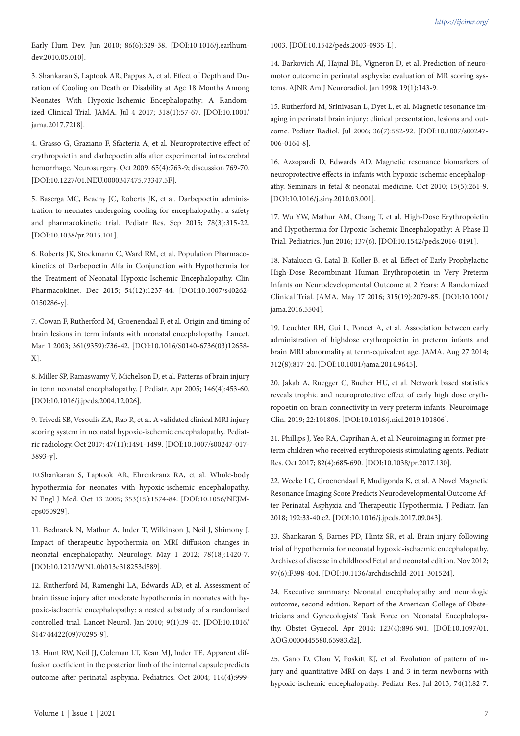Early Hum Dev. Jun 2010; 86(6):329-38. [DOI:10.1016/j.earlhumdev.2010.05.010].

3. Shankaran S, Laptook AR, Pappas A, et al. Effect of Depth and Duration of Cooling on Death or Disability at Age 18 Months Among Neonates With Hypoxic-Ischemic Encephalopathy: A Randomized Clinical Trial. JAMA. Jul 4 2017; 318(1):57-67. [DOI:10.1001/jama.2017.7218].

4. Grasso G, Graziano F, Sfacteria A, et al. Neuroprotective effect of erythropoietin and darbepoetin alfa after experimental intracerebral hemorrhage. Neurosurgery. Oct 2009; 65(4):763-9; discussion 769-70. [DOI:10.1227/01.NEU.0000347475.73347.5F].

5. Baserga MC, Beachy JC, Roberts JK, et al. Darbepoetin administration to neonates undergoing cooling for encephalopathy: a safety and pharmacokinetic trial. Pediatr Res. Sep 2015; 78(3):315-22. [DOI:10.1038/pr.2015.101].

6. Roberts JK, Stockmann C, Ward RM, et al. Population Pharmacokinetics of Darbepoetin Alfa in Conjunction with Hypothermia for the Treatment of Neonatal Hypoxic-Ischemic Encephalopathy. Clin Pharmacokinet. Dec 2015; 54(12):1237-44. [DOI:10.1007/s40262-0150286-y].

7. Cowan F, Rutherford M, Groenendaal F, et al. Origin and timing of brain lesions in term infants with neonatal encephalopathy. Lancet. Mar 1 2003; 361(9359):736-42. [DOI:10.1016/S0140-6736(03)12658-X].

8. Miller SP, Ramaswamy V, Michelson D, et al. Patterns of brain injury in term neonatal encephalopathy. J Pediatr. Apr 2005; 146(4):453-60. [DOI:10.1016/j.jpeds.2004.12.026].

9. Trivedi SB, Vesoulis ZA, Rao R, et al. A validated clinical MRI injury scoring system in neonatal hypoxic-ischemic encephalopathy. Pediatric radiology. Oct 2017; 47(11):1491-1499. [DOI:10.1007/s00247-017-3893-y].

10.Shankaran S, Laptook AR, Ehrenkranz RA, et al. Whole-body hypothermia for neonates with hypoxic-ischemic encephalopathy. N Engl J Med. Oct 13 2005; 353(15):1574-84. [DOI:10.1056/NEJMcps050929].

11. Bednarek N, Mathur A, Inder T, Wilkinson J, Neil J, Shimony J. Impact of therapeutic hypothermia on MRI diffusion changes in neonatal encephalopathy. Neurology. May 1 2012; 78(18):1420-7. [DOI:10.1212/WNL.0b013e318253d589].

12. Rutherford M, Ramenghi LA, Edwards AD, et al. Assessment of brain tissue injury after moderate hypothermia in neonates with hypoxic-ischaemic encephalopathy: a nested substudy of a randomised controlled trial. Lancet Neurol. Jan 2010; 9(1):39-45. [DOI:10.1016/S14744422(09)70295-9].

13. Hunt RW, Neil JJ, Coleman LT, Kean MJ, Inder TE. Apparent diffusion coefficient in the posterior limb of the internal capsule predicts outcome after perinatal asphyxia. Pediatrics. Oct 2004; 114(4):999-1003. [DOI:10.1542/peds.2003-0935-L].

14. Barkovich AJ, Hajnal BL, Vigneron D, et al. Prediction of neuromotor outcome in perinatal asphyxia: evaluation of MR scoring systems. AJNR Am J Neuroradiol. Jan 1998; 19(1):143-9.

15. Rutherford M, Srinivasan L, Dyet L, et al. Magnetic resonance imaging in perinatal brain injury: clinical presentation, lesions and outcome. Pediatr Radiol. Jul 2006; 36(7):582-92. [DOI:10.1007/s00247-006-0164-8].

16. Azzopardi D, Edwards AD. Magnetic resonance biomarkers of neuroprotective effects in infants with hypoxic ischemic encephalopathy. Seminars in fetal & neonatal medicine. Oct 2010; 15(5):261-9. [DOI:10.1016/j.siny.2010.03.001].

17. Wu YW, Mathur AM, Chang T, et al. High-Dose Erythropoietin and Hypothermia for Hypoxic-Ischemic Encephalopathy: A Phase II Trial. Pediatrics. Jun 2016; 137(6). [DOI:10.1542/peds.2016-0191].

18. Natalucci G, Latal B, Koller B, et al. Effect of Early Prophylactic High-Dose Recombinant Human Erythropoietin in Very Preterm Infants on Neurodevelopmental Outcome at 2 Years: A Randomized Clinical Trial. JAMA. May 17 2016; 315(19):2079-85. [DOI:10.1001/jama.2016.5504].

19. Leuchter RH, Gui L, Poncet A, et al. Association between early administration of highdose erythropoietin in preterm infants and brain MRI abnormality at term-equivalent age. JAMA. Aug 27 2014; 312(8):817-24. [DOI:10.1001/jama.2014.9645].

20. Jakab A, Ruegger C, Bucher HU, et al. Network based statistics reveals trophic and neuroprotective effect of early high dose erythropoetin on brain connectivity in very preterm infants. Neuroimage Clin. 2019; 22:101806. [DOI:10.1016/j.nicl.2019.101806].

21. Phillips J, Yeo RA, Caprihan A, et al. Neuroimaging in former preterm children who received erythropoiesis stimulating agents. Pediatr Res. Oct 2017; 82(4):685-690. [DOI:10.1038/pr.2017.130].

22. Weeke LC, Groenendaal F, Mudigonda K, et al. A Novel Magnetic Resonance Imaging Score Predicts Neurodevelopmental Outcome After Perinatal Asphyxia and Therapeutic Hypothermia. J Pediatr. Jan 2018; 192:33-40 e2. [DOI:10.1016/j.jpeds.2017.09.043].

23. Shankaran S, Barnes PD, Hintz SR, et al. Brain injury following trial of hypothermia for neonatal hypoxic-ischaemic encephalopathy. Archives of disease in childhood Fetal and neonatal edition. Nov 2012; 97(6):F398-404. [DOI:10.1136/archdischild-2011-301524].

24. Executive summary: Neonatal encephalopathy and neurologic outcome, second edition. Report of the American College of Obstetricians and Gynecologists' Task Force on Neonatal Encephalopathy. Obstet Gynecol. Apr 2014; 123(4):896-901. [DOI:10.1097/01.AOG.0000445580.65983.d2].

25. Gano D, Chau V, Poskitt KJ, et al. Evolution of pattern of injury and quantitative MRI on days 1 and 3 in term newborns with hypoxic-ischemic encephalopathy. Pediatr Res. Jul 2013; 74(1):82-7.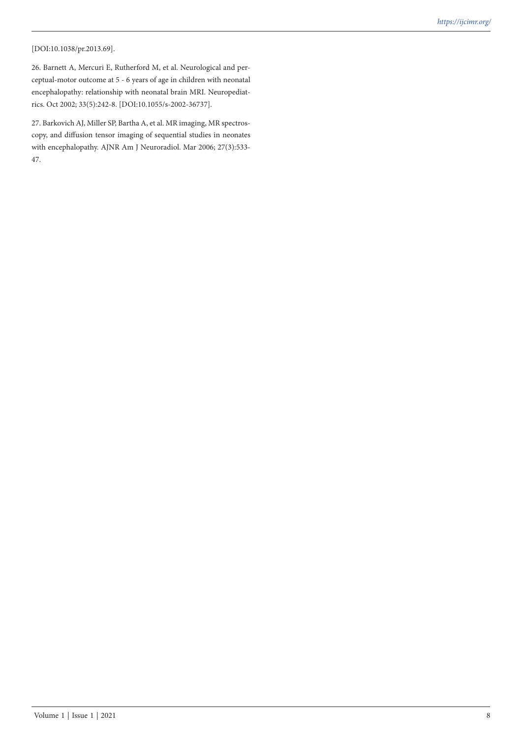[DOI:10.1038/pr.2013.69].

26. Barnett A, Mercuri E, Rutherford M, et al. Neurological and perceptual-motor outcome at 5 - 6 years of age in children with neonatal encephalopathy: relationship with neonatal brain MRI. Neuropediatrics. Oct 2002; 33(5):242-8. [DOI:10.1055/s-2002-36737].

27. Barkovich AJ, Miller SP, Bartha A, et al. MR imaging, MR spectroscopy, and diffusion tensor imaging of sequential studies in neonates with encephalopathy. AJNR Am J Neuroradiol. Mar 2006; 27(3):533-47.